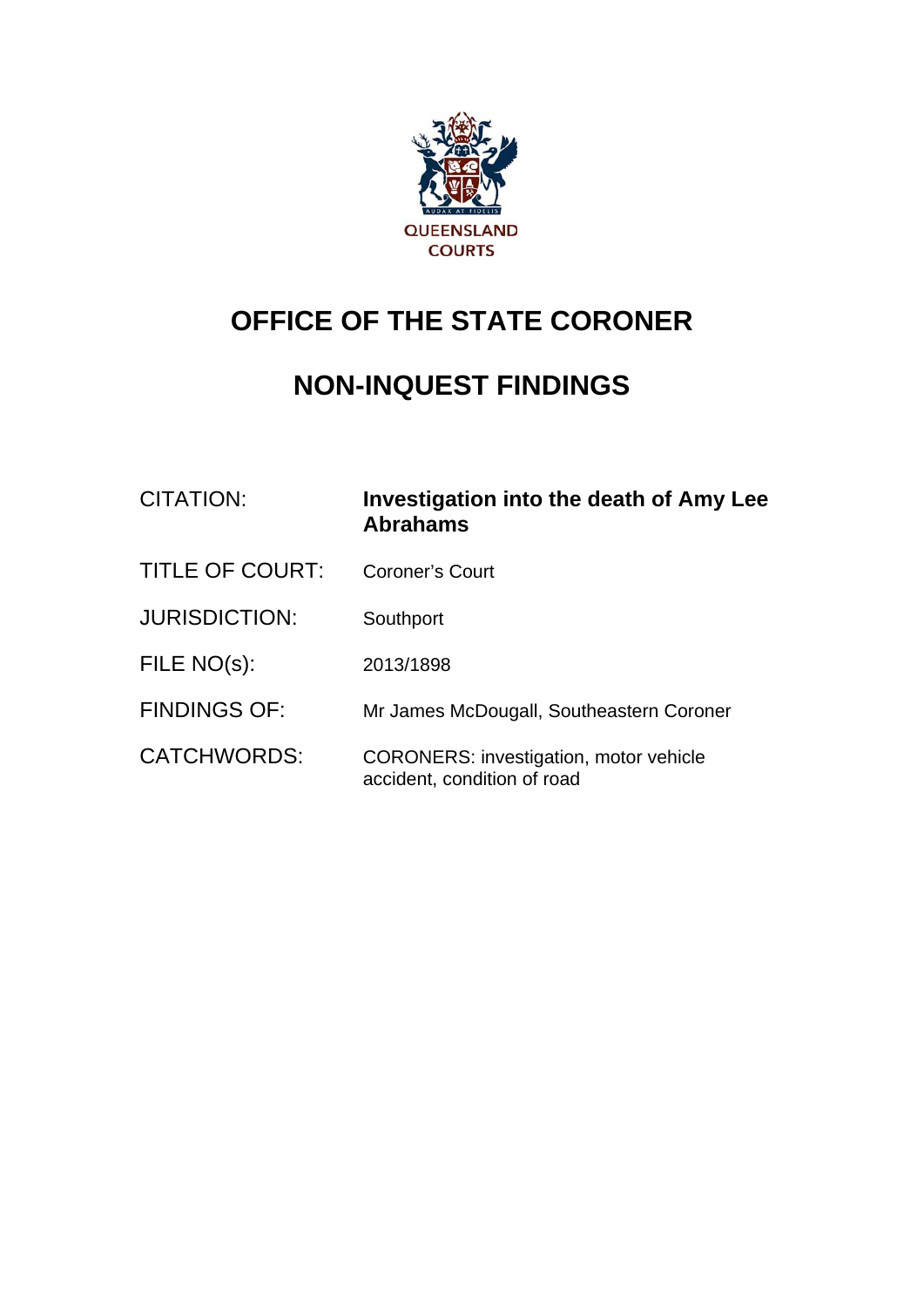QUEENSLAND COURTS

# OFFICE OF THE STATE CORONER

# NON-INQUEST FINDINGS

| | |
|---|---|
| CITATION: | **Investigation into the death of Amy Lee Abrahams** |
| TITLE OF COURT: | Coroner's Court |
| JURISDICTION: | Southport |
| FILE NO(s): | 2013/1898 |
| FINDINGS OF: | Mr James McDougall, Southeastern Coroner |
| CATCHWORDS: | CORONERS: investigation, motor vehicle accident, condition of road |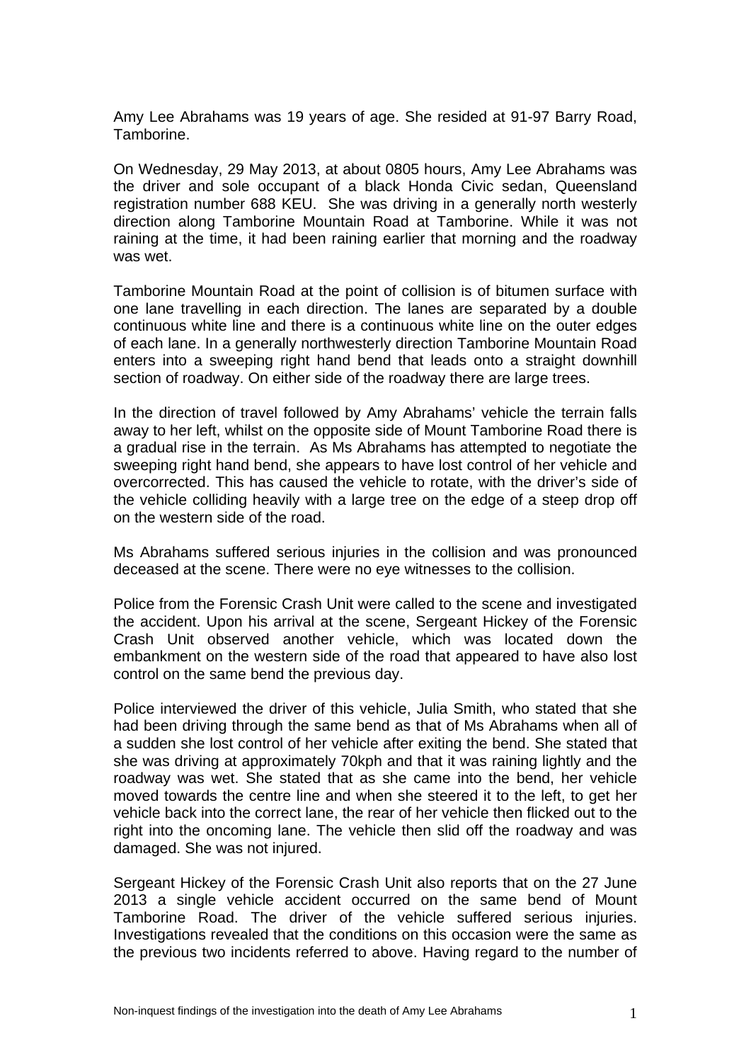Amy Lee Abrahams was 19 years of age. She resided at 91-97 Barry Road, Tamborine.

On Wednesday, 29 May 2013, at about 0805 hours, Amy Lee Abrahams was the driver and sole occupant of a black Honda Civic sedan, Queensland registration number 688 KEU. She was driving in a generally north westerly direction along Tamborine Mountain Road at Tamborine. While it was not raining at the time, it had been raining earlier that morning and the roadway was wet.

Tamborine Mountain Road at the point of collision is of bitumen surface with one lane travelling in each direction. The lanes are separated by a double continuous white line and there is a continuous white line on the outer edges of each lane. In a generally northwesterly direction Tamborine Mountain Road enters into a sweeping right hand bend that leads onto a straight downhill section of roadway. On either side of the roadway there are large trees.

In the direction of travel followed by Amy Abrahams' vehicle the terrain falls away to her left, whilst on the opposite side of Mount Tamborine Road there is a gradual rise in the terrain. As Ms Abrahams has attempted to negotiate the sweeping right hand bend, she appears to have lost control of her vehicle and overcorrected. This has caused the vehicle to rotate, with the driver's side of the vehicle colliding heavily with a large tree on the edge of a steep drop off on the western side of the road.

Ms Abrahams suffered serious injuries in the collision and was pronounced deceased at the scene. There were no eye witnesses to the collision.

Police from the Forensic Crash Unit were called to the scene and investigated the accident. Upon his arrival at the scene, Sergeant Hickey of the Forensic Crash Unit observed another vehicle, which was located down the embankment on the western side of the road that appeared to have also lost control on the same bend the previous day.

Police interviewed the driver of this vehicle, Julia Smith, who stated that she had been driving through the same bend as that of Ms Abrahams when all of a sudden she lost control of her vehicle after exiting the bend. She stated that she was driving at approximately 70kph and that it was raining lightly and the roadway was wet. She stated that as she came into the bend, her vehicle moved towards the centre line and when she steered it to the left, to get her vehicle back into the correct lane, the rear of her vehicle then flicked out to the right into the oncoming lane. The vehicle then slid off the roadway and was damaged. She was not injured.

Sergeant Hickey of the Forensic Crash Unit also reports that on the 27 June 2013 a single vehicle accident occurred on the same bend of Mount Tamborine Road. The driver of the vehicle suffered serious injuries. Investigations revealed that the conditions on this occasion were the same as the previous two incidents referred to above. Having regard to the number of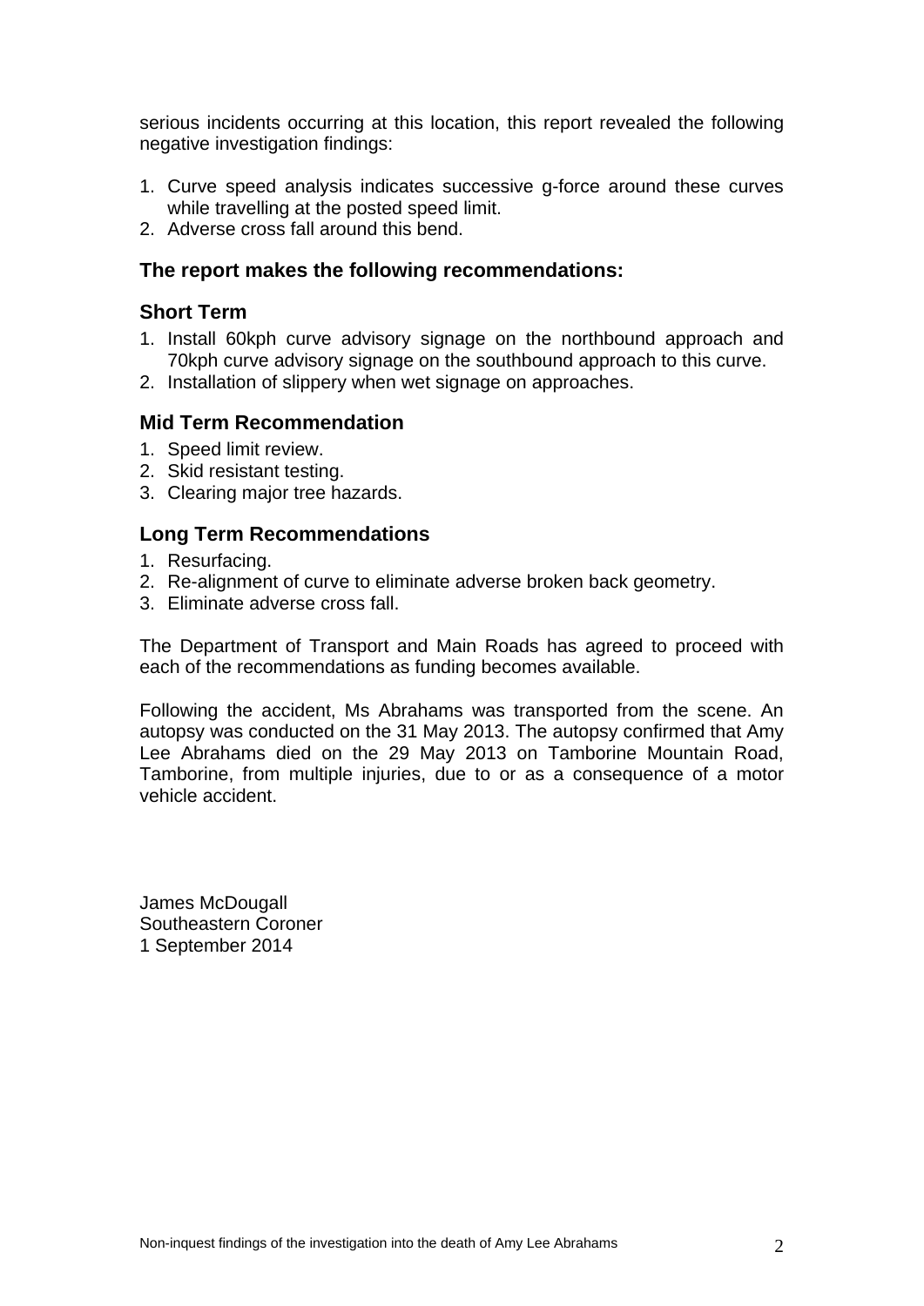serious incidents occurring at this location, this report revealed the following negative investigation findings:

1. Curve speed analysis indicates successive g-force around these curves while travelling at the posted speed limit.
2. Adverse cross fall around this bend.

### The report makes the following recommendations:

### Short Term

1. Install 60kph curve advisory signage on the northbound approach and 70kph curve advisory signage on the southbound approach to this curve.
2. Installation of slippery when wet signage on approaches.

### Mid Term Recommendation

1. Speed limit review.
2. Skid resistant testing.
3. Clearing major tree hazards.

### Long Term Recommendations

1. Resurfacing.
2. Re-alignment of curve to eliminate adverse broken back geometry.
3. Eliminate adverse cross fall.

The Department of Transport and Main Roads has agreed to proceed with each of the recommendations as funding becomes available.

Following the accident, Ms Abrahams was transported from the scene. An autopsy was conducted on the 31 May 2013. The autopsy confirmed that Amy Lee Abrahams died on the 29 May 2013 on Tamborine Mountain Road, Tamborine, from multiple injuries, due to or as a consequence of a motor vehicle accident.

James McDougall
Southeastern Coroner
1 September 2014